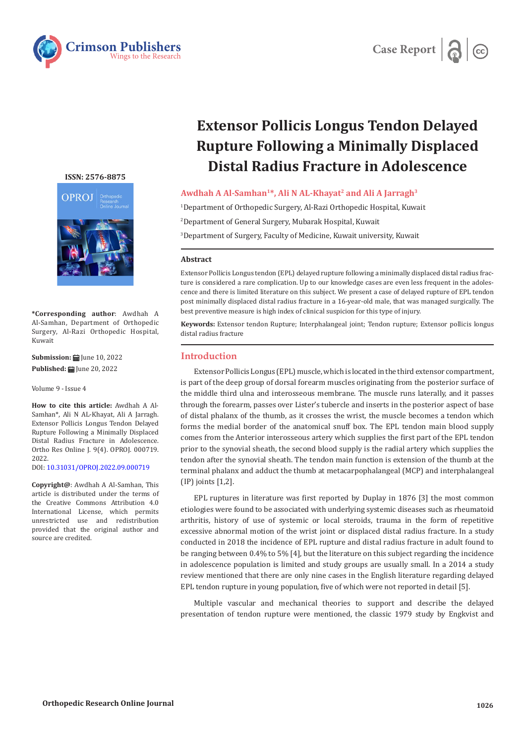Case Report

# Extensor Pollicis Longus Tendon Delayed Rupture Following a Minimally Displaced Distal Radius Fracture in Adolescence

**Awdhah A Al-Samhan[1]*, Ali N AL-Khayat[2] and Ali A Jarragh[3]**

[1]Department of Orthopedic Surgery, Al-Razi Orthopedic Hospital, Kuwait

[2]Department of General Surgery, Mubarak Hospital, Kuwait

[3]Department of Surgery, Faculty of Medicine, Kuwait university, Kuwait

ISSN: 2576-8875

**\*Corresponding author**: Awdhah A Al-Samhan, Department of Orthopedic Surgery, Al-Razi Orthopedic Hospital, Kuwait

**Submission:** June 10, 2022

**Published:** June 20, 2022

Volume 9 - Issue 4

**How to cite this article:** Awdhah A Al-Samhan*, Ali N AL-Khayat, Ali A Jarragh. Extensor Pollicis Longus Tendon Delayed Rupture Following a Minimally Displaced Distal Radius Fracture in Adolescence. Ortho Res Online J. 9(4). OPROJ. 000719. 2022.
DOI: 10.31031/OPROJ.2022.09.000719

**Copyright@**: Awdhah A Al-Samhan, This article is distributed under the terms of the Creative Commons Attribution 4.0 International License, which permits unrestricted use and redistribution provided that the original author and source are credited.

## Abstract

Extensor Pollicis Longus tendon (EPL) delayed rupture following a minimally displaced distal radius fracture is considered a rare complication. Up to our knowledge cases are even less frequent in the adolescence and there is limited literature on this subject. We present a case of delayed rupture of EPL tendon post minimally displaced distal radius fracture in a 16-year-old male, that was managed surgically. The best preventive measure is high index of clinical suspicion for this type of injury.

**Keywords:** Extensor tendon Rupture; Interphalangeal joint; Tendon rupture; Extensor pollicis longus distal radius fracture

## Introduction

Extensor Pollicis Longus (EPL) muscle, which is located in the third extensor compartment, is part of the deep group of dorsal forearm muscles originating from the posterior surface of the middle third ulna and interosseous membrane. The muscle runs laterally, and it passes through the forearm, passes over Lister's tubercle and inserts in the posterior aspect of base of distal phalanx of the thumb, as it crosses the wrist, the muscle becomes a tendon which forms the medial border of the anatomical snuff box. The EPL tendon main blood supply comes from the Anterior interosseous artery which supplies the first part of the EPL tendon prior to the synovial sheath, the second blood supply is the radial artery which supplies the tendon after the synovial sheath. The tendon main function is extension of the thumb at the terminal phalanx and adduct the thumb at metacarpophalangeal (MCP) and interphalangeal (IP) joints [1,2].

EPL ruptures in literature was first reported by Duplay in 1876 [3] the most common etiologies were found to be associated with underlying systemic diseases such as rheumatoid arthritis, history of use of systemic or local steroids, trauma in the form of repetitive excessive abnormal motion of the wrist joint or displaced distal radius fracture. In a study conducted in 2018 the incidence of EPL rupture and distal radius fracture in adult found to be ranging between 0.4% to 5% [4], but the literature on this subject regarding the incidence in adolescence population is limited and study groups are usually small. In a 2014 a study review mentioned that there are only nine cases in the English literature regarding delayed EPL tendon rupture in young population, five of which were not reported in detail [5].

Multiple vascular and mechanical theories to support and describe the delayed presentation of tendon rupture were mentioned, the classic 1979 study by Engkvist and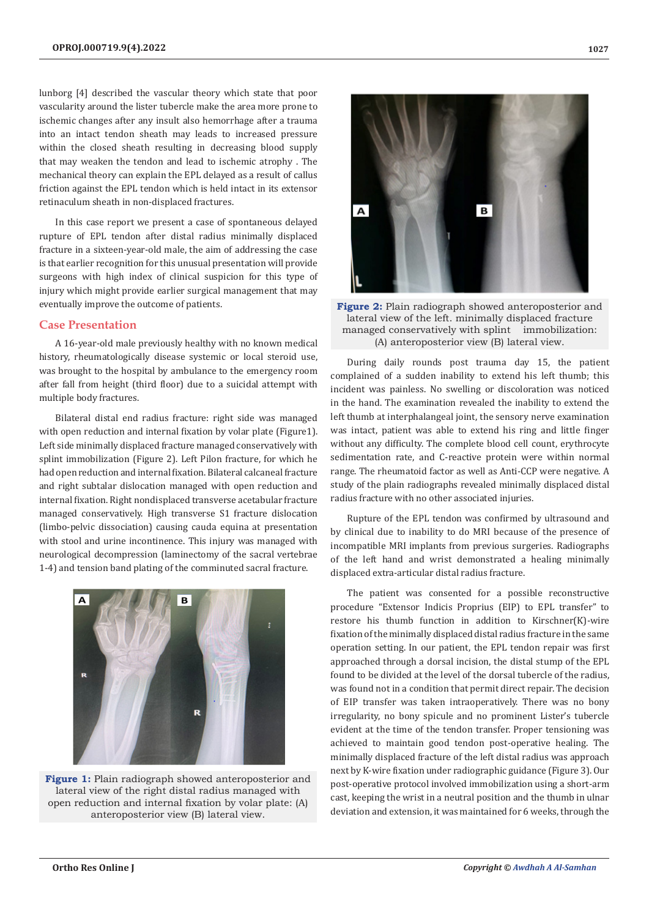lunborg [4] described the vascular theory which state that poor vascularity around the lister tubercle make the area more prone to ischemic changes after any insult also hemorrhage after a trauma into an intact tendon sheath may leads to increased pressure within the closed sheath resulting in decreasing blood supply that may weaken the tendon and lead to ischemic atrophy . The mechanical theory can explain the EPL delayed as a result of callus friction against the EPL tendon which is held intact in its extensor retinaculum sheath in non-displaced fractures.

In this case report we present a case of spontaneous delayed rupture of EPL tendon after distal radius minimally displaced fracture in a sixteen-year-old male, the aim of addressing the case is that earlier recognition for this unusual presentation will provide surgeons with high index of clinical suspicion for this type of injury which might provide earlier surgical management that may eventually improve the outcome of patients.

## Case Presentation

A 16-year-old male previously healthy with no known medical history, rheumatologically disease systemic or local steroid use, was brought to the hospital by ambulance to the emergency room after fall from height (third floor) due to a suicidal attempt with multiple body fractures.

Bilateral distal end radius fracture: right side was managed with open reduction and internal fixation by volar plate (Figure1). Left side minimally displaced fracture managed conservatively with splint immobilization (Figure 2). Left Pilon fracture, for which he had open reduction and internal fixation. Bilateral calcaneal fracture and right subtalar dislocation managed with open reduction and internal fixation. Right nondisplaced transverse acetabular fracture managed conservatively. High transverse S1 fracture dislocation (limbo-pelvic dissociation) causing cauda equina at presentation with stool and urine incontinence. This injury was managed with neurological decompression (laminectomy of the sacral vertebrae 1-4) and tension band plating of the comminuted sacral fracture.

**Figure 1:** Plain radiograph showed anteroposterior and lateral view of the right distal radius managed with open reduction and internal fixation by volar plate: (A) anteroposterior view (B) lateral view.

**Figure 2:** Plain radiograph showed anteroposterior and lateral view of the left. minimally displaced fracture managed conservatively with splint immobilization: (A) anteroposterior view (B) lateral view.

During daily rounds post trauma day 15, the patient complained of a sudden inability to extend his left thumb; this incident was painless. No swelling or discoloration was noticed in the hand. The examination revealed the inability to extend the left thumb at interphalangeal joint, the sensory nerve examination was intact, patient was able to extend his ring and little finger without any difficulty. The complete blood cell count, erythrocyte sedimentation rate, and C-reactive protein were within normal range. The rheumatoid factor as well as Anti-CCP were negative. A study of the plain radiographs revealed minimally displaced distal radius fracture with no other associated injuries.

Rupture of the EPL tendon was confirmed by ultrasound and by clinical due to inability to do MRI because of the presence of incompatible MRI implants from previous surgeries. Radiographs of the left hand and wrist demonstrated a healing minimally displaced extra-articular distal radius fracture.

The patient was consented for a possible reconstructive procedure "Extensor Indicis Proprius (EIP) to EPL transfer" to restore his thumb function in addition to Kirschner(K)-wire fixation of the minimally displaced distal radius fracture in the same operation setting. In our patient, the EPL tendon repair was first approached through a dorsal incision, the distal stump of the EPL found to be divided at the level of the dorsal tubercle of the radius, was found not in a condition that permit direct repair. The decision of EIP transfer was taken intraoperatively. There was no bony irregularity, no bony spicule and no prominent Lister's tubercle evident at the time of the tendon transfer. Proper tensioning was achieved to maintain good tendon post-operative healing. The minimally displaced fracture of the left distal radius was approach next by K-wire fixation under radiographic guidance (Figure 3). Our post-operative protocol involved immobilization using a short-arm cast, keeping the wrist in a neutral position and the thumb in ulnar deviation and extension, it was maintained for 6 weeks, through the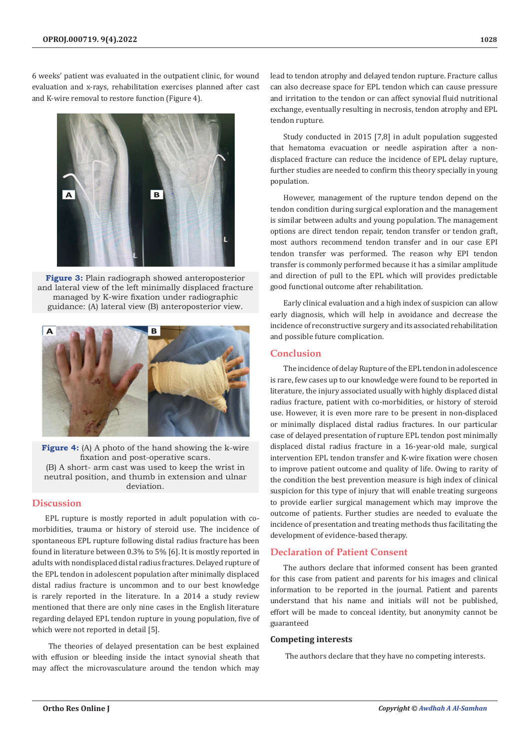6 weeks' patient was evaluated in the outpatient clinic, for wound evaluation and x-rays, rehabilitation exercises planned after cast and K-wire removal to restore function (Figure 4).

**Figure 3:** Plain radiograph showed anteroposterior and lateral view of the left minimally displaced fracture managed by K-wire fixation under radiographic guidance: (A) lateral view (B) anteroposterior view.

**Figure 4:** (A) A photo of the hand showing the k-wire fixation and post-operative scars.
(B) A short- arm cast was used to keep the wrist in neutral position, and thumb in extension and ulnar deviation.

## Discussion

EPL rupture is mostly reported in adult population with co-morbidities, trauma or history of steroid use. The incidence of spontaneous EPL rupture following distal radius fracture has been found in literature between 0.3% to 5% [6]. It is mostly reported in adults with nondisplaced distal radius fractures. Delayed rupture of the EPL tendon in adolescent population after minimally displaced distal radius fracture is uncommon and to our best knowledge is rarely reported in the literature. In a 2014 a study review mentioned that there are only nine cases in the English literature regarding delayed EPL tendon rupture in young population, five of which were not reported in detail [5].

The theories of delayed presentation can be best explained with effusion or bleeding inside the intact synovial sheath that may affect the microvasculature around the tendon which may lead to tendon atrophy and delayed tendon rupture. Fracture callus can also decrease space for EPL tendon which can cause pressure and irritation to the tendon or can affect synovial fluid nutritional exchange, eventually resulting in necrosis, tendon atrophy and EPL tendon rupture.

Study conducted in 2015 [7,8] in adult population suggested that hematoma evacuation or needle aspiration after a non-displaced fracture can reduce the incidence of EPL delay rupture, further studies are needed to confirm this theory specially in young population.

However, management of the rupture tendon depend on the tendon condition during surgical exploration and the management is similar between adults and young population. The management options are direct tendon repair, tendon transfer or tendon graft, most authors recommend tendon transfer and in our case EPI tendon transfer was performed. The reason why EPI tendon transfer is commonly performed because it has a similar amplitude and direction of pull to the EPL which will provides predictable good functional outcome after rehabilitation.

Early clinical evaluation and a high index of suspicion can allow early diagnosis, which will help in avoidance and decrease the incidence of reconstructive surgery and its associated rehabilitation and possible future complication.

## Conclusion

The incidence of delay Rupture of the EPL tendon in adolescence is rare, few cases up to our knowledge were found to be reported in literature, the injury associated usually with highly displaced distal radius fracture, patient with co-morbidities, or history of steroid use. However, it is even more rare to be present in non-displaced or minimally displaced distal radius fractures. In our particular case of delayed presentation of rupture EPL tendon post minimally displaced distal radius fracture in a 16-year-old male, surgical intervention EPL tendon transfer and K-wire fixation were chosen to improve patient outcome and quality of life. Owing to rarity of the condition the best prevention measure is high index of clinical suspicion for this type of injury that will enable treating surgeons to provide earlier surgical management which may improve the outcome of patients. Further studies are needed to evaluate the incidence of presentation and treating methods thus facilitating the development of evidence-based therapy.

## Declaration of Patient Consent

The authors declare that informed consent has been granted for this case from patient and parents for his images and clinical information to be reported in the journal. Patient and parents understand that his name and initials will not be published, effort will be made to conceal identity, but anonymity cannot be guaranteed

### Competing interests

The authors declare that they have no competing interests.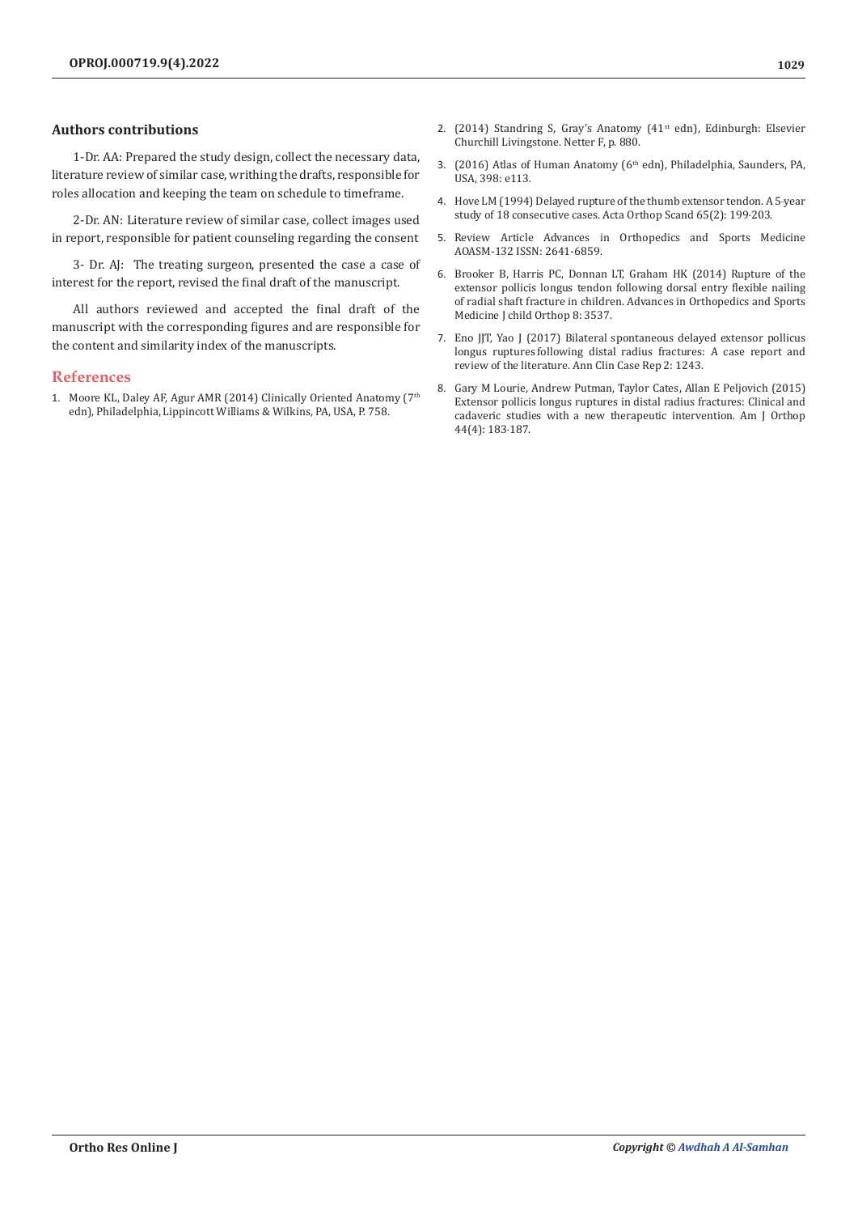## Authors contributions

1-Dr. AA: Prepared the study design, collect the necessary data, literature review of similar case, writhing the drafts, responsible for roles allocation and keeping the team on schedule to timeframe.

2-Dr. AN: Literature review of similar case, collect images used in report, responsible for patient counseling regarding the consent

3- Dr. AJ: The treating surgeon, presented the case a case of interest for the report, revised the final draft of the manuscript.

All authors reviewed and accepted the final draft of the manuscript with the corresponding figures and are responsible for the content and similarity index of the manuscripts.

## References

1. Moore KL, Daley AF, Agur AMR (2014) Clinically Oriented Anatomy (7th edn), Philadelphia, Lippincott Williams & Wilkins, PA, USA, P. 758.
2. (2014) Standring S, Gray's Anatomy (41st edn), Edinburgh: Elsevier Churchill Livingstone. Netter F, p. 880.
3. (2016) Atlas of Human Anatomy (6th edn), Philadelphia, Saunders, PA, USA, 398: e113.
4. Hove LM (1994) Delayed rupture of the thumb extensor tendon. A 5-year study of 18 consecutive cases. Acta Orthop Scand 65(2): 199-203.
5. Review Article Advances in Orthopedics and Sports Medicine AOASM-132 ISSN: 2641-6859.
6. Brooker B, Harris PC, Donnan LT, Graham HK (2014) Rupture of the extensor pollicis longus tendon following dorsal entry flexible nailing of radial shaft fracture in children. Advances in Orthopedics and Sports Medicine J child Orthop 8: 3537.
7. Eno JJT, Yao J (2017) Bilateral spontaneous delayed extensor pollicus longus ruptures following distal radius fractures: A case report and review of the literature. Ann Clin Case Rep 2: 1243.
8. Gary M Lourie, Andrew Putman, Taylor Cates, Allan E Peljovich (2015) Extensor pollicis longus ruptures in distal radius fractures: Clinical and cadaveric studies with a new therapeutic intervention. Am J Orthop 44(4): 183-187.